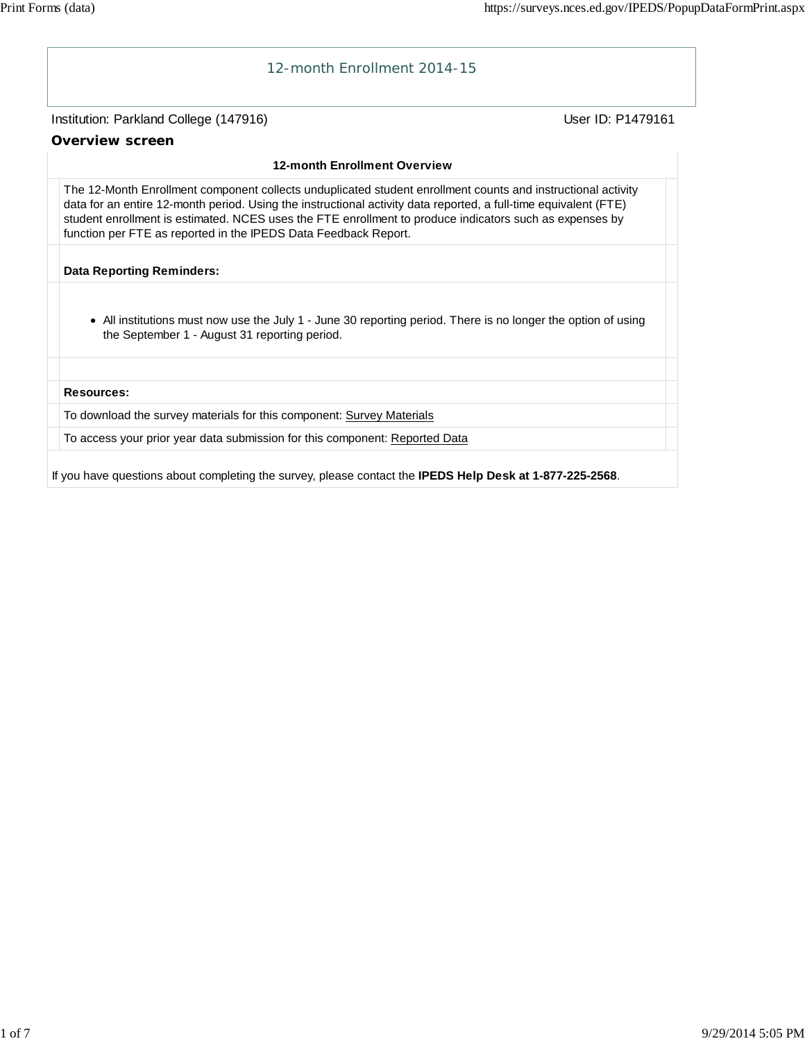# 12-month Enrollment 2014-15

Institution: Parkland College (147916) User ID: P1479161

## Overview screen

### 12-month Enrollment Overview

The 12-Month Enrollment component collects unduplicated student enrollment counts and instructional activity data for an entire 12-month period. Using the instructional activity data reported, a full-time equivalent (FTE) student enrollment is estimated. NCES uses the FTE enrollment to produce indicators such as expenses by function per FTE as reported in the IPEDS Data Feedback Report.

**Data Reporting Reminders:**

- All institutions must now use the July 1 - June 30 reporting period. There is no longer the option of using the September 1 - August 31 reporting period.

**Resources:**

To download the survey materials for this component: Survey Materials

To access your prior year data submission for this component: Reported Data

If you have questions about completing the survey, please contact the **IPEDS Help Desk at 1-877-225-2568**.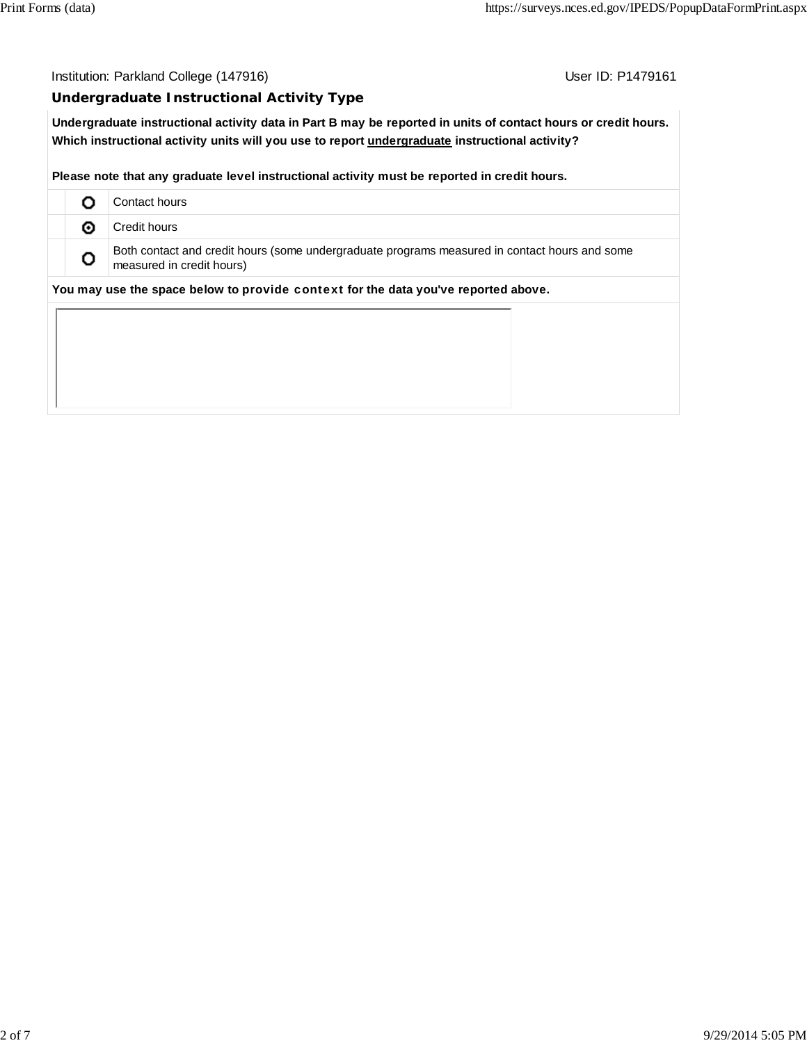Institution: Parkland College (147916) User ID: P1479161

## Undergraduate Instructional Activity Type

**Undergraduate instructional activity data in Part B may be reported in units of contact hours or credit hours. Which instructional activity units will you use to report undergraduate instructional activity?**

**Please note that any graduate level instructional activity must be reported in credit hours.**

| | | |
|---|---|---|
| | ○ | Contact hours |
| | ⊙ | Credit hours |
| | ○ | Both contact and credit hours (some undergraduate programs measured in contact hours and some measured in credit hours) |

**You may use the space below to provide context for the data you've reported above.**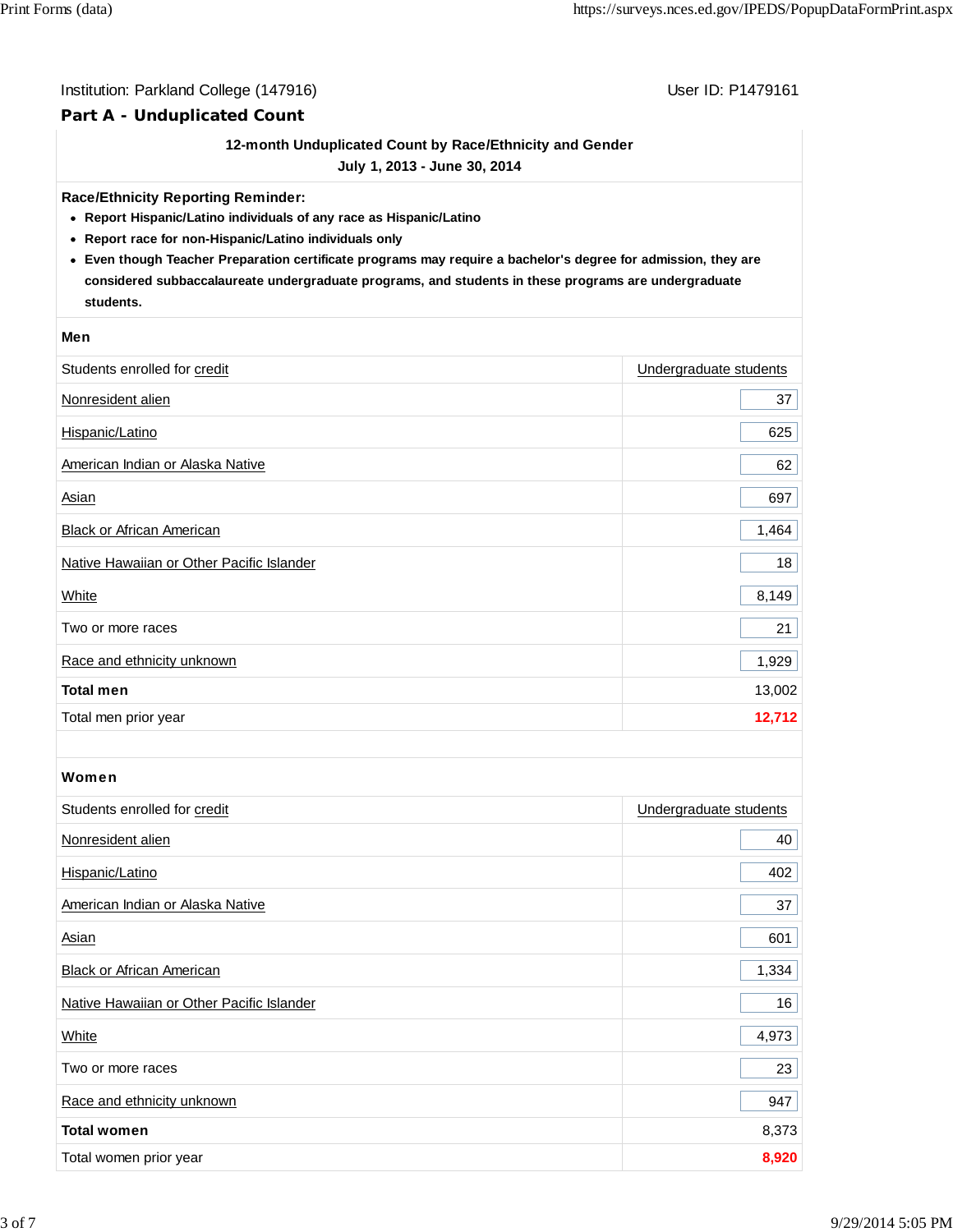Institution: Parkland College (147916) User ID: P1479161

## Part A - Unduplicated Count

**12-month Unduplicated Count by Race/Ethnicity and Gender**
**July 1, 2013 - June 30, 2014**

**Race/Ethnicity Reporting Reminder:**

- **Report Hispanic/Latino individuals of any race as Hispanic/Latino**
- **Report race for non-Hispanic/Latino individuals only**
- **Even though Teacher Preparation certificate programs may require a bachelor's degree for admission, they are considered subbaccalaureate undergraduate programs, and students in these programs are undergraduate students.**

### Men

| Students enrolled for credit | Undergraduate students |
|---|---|
| Nonresident alien | 37 |
| Hispanic/Latino | 625 |
| American Indian or Alaska Native | 62 |
| Asian | 697 |
| Black or African American | 1,464 |
| Native Hawaiian or Other Pacific Islander | 18 |
| White | 8,149 |
| Two or more races | 21 |
| Race and ethnicity unknown | 1,929 |
| **Total men** | 13,002 |
| Total men prior year | **12,712** |

### Women

| Students enrolled for credit | Undergraduate students |
|---|---|
| Nonresident alien | 40 |
| Hispanic/Latino | 402 |
| American Indian or Alaska Native | 37 |
| Asian | 601 |
| Black or African American | 1,334 |
| Native Hawaiian or Other Pacific Islander | 16 |
| White | 4,973 |
| Two or more races | 23 |
| Race and ethnicity unknown | 947 |
| **Total women** | 8,373 |
| Total women prior year | **8,920** |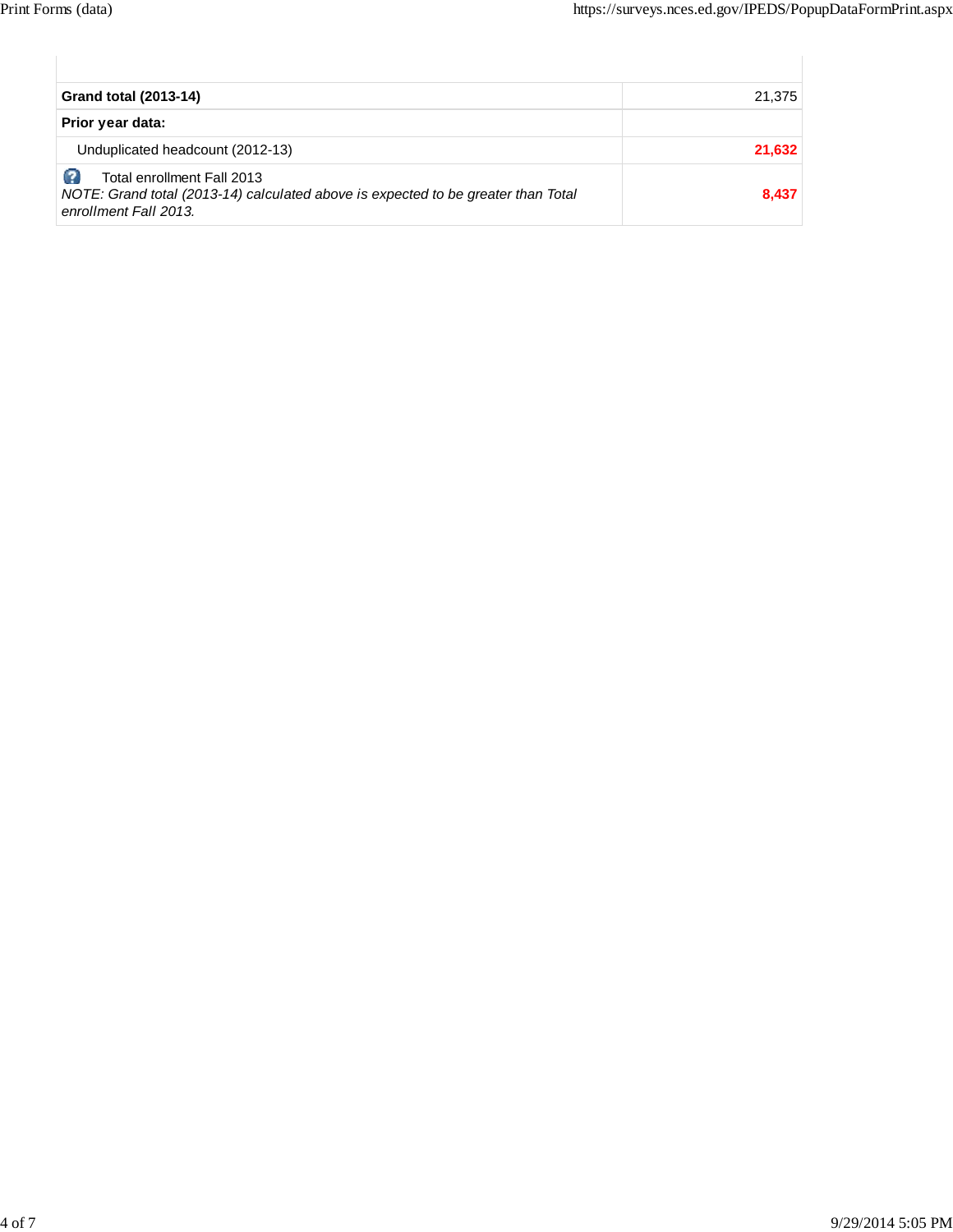| | |
|---|---|
| **Grand total (2013-14)** | 21,375 |
| **Prior year data:** | |
| Unduplicated headcount (2012-13) | **21,632** |
| Total enrollment Fall 2013 *NOTE: Grand total (2013-14) calculated above is expected to be greater than Total enrollment Fall 2013.* | **8,437** |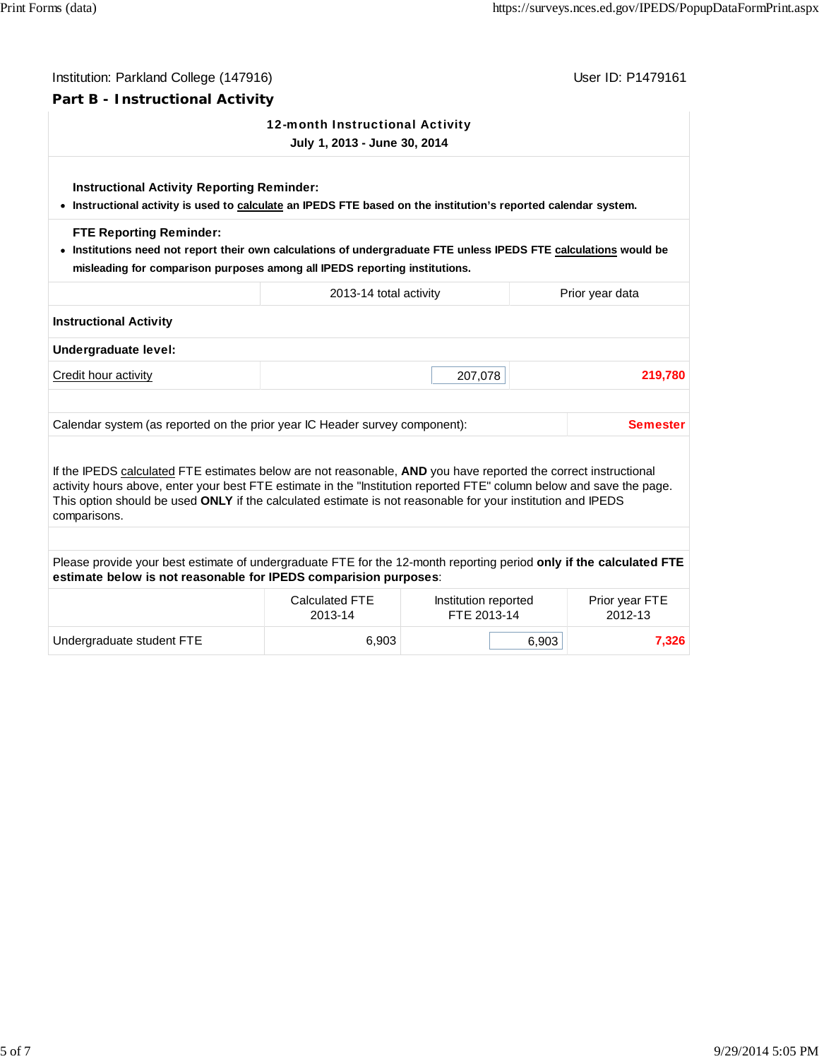Institution: Parkland College (147916)

User ID: P1479161

## Part B - Instructional Activity

**12-month Instructional Activity**
**July 1, 2013 - June 30, 2014**

**Instructional Activity Reporting Reminder:**

- **Instructional activity is used to calculate an IPEDS FTE based on the institution's reported calendar system.**

**FTE Reporting Reminder:**

- **Institutions need not report their own calculations of undergraduate FTE unless IPEDS FTE calculations would be misleading for comparison purposes among all IPEDS reporting institutions.**

| | 2013-14 total activity | Prior year data |
|---|---|---|
| **Instructional Activity** | | |
| **Undergraduate level:** | | |
| Credit hour activity | 207,078 | 219,780 |

| Calendar system (as reported on the prior year IC Header survey component): | Semester |
|---|---|

If the IPEDS calculated FTE estimates below are not reasonable, **AND** you have reported the correct instructional activity hours above, enter your best FTE estimate in the "Institution reported FTE" column below and save the page. This option should be used **ONLY** if the calculated estimate is not reasonable for your institution and IPEDS comparisons.

Please provide your best estimate of undergraduate FTE for the 12-month reporting period **only if the calculated FTE estimate below is not reasonable for IPEDS comparision purposes**:

| | Calculated FTE 2013-14 | Institution reported FTE 2013-14 | Prior year FTE 2012-13 |
|---|---|---|---|
| Undergraduate student FTE | 6,903 | 6,903 | 7,326 |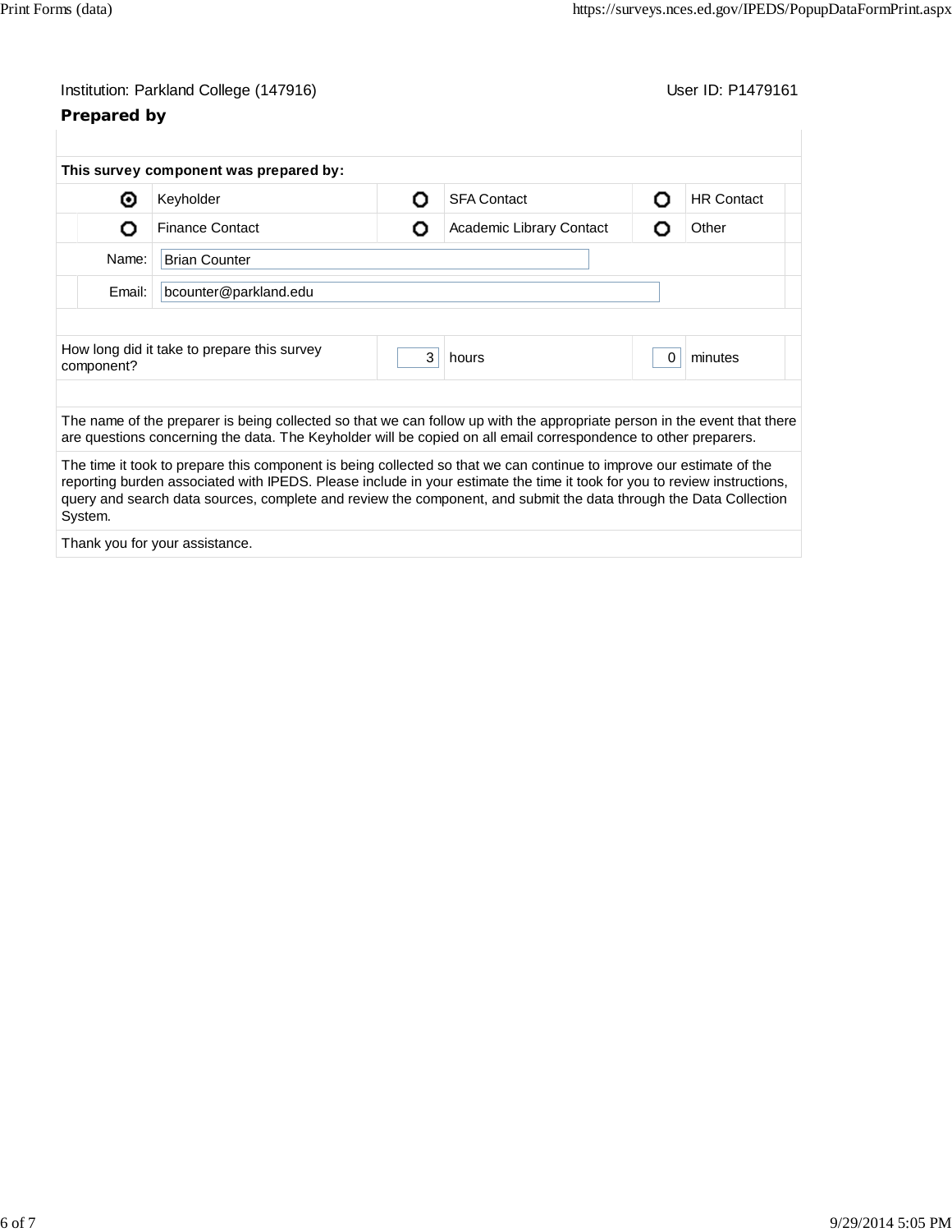Institution: Parkland College (147916)　　　　User ID: P1479161

## Prepared by

**This survey component was prepared by:**

| | | | | | |
|---|---|---|---|---|---|
| ◉ | Keyholder | ○ | SFA Contact | ○ | HR Contact |
| ○ | Finance Contact | ○ | Academic Library Contact | ○ | Other |

Name: Brian Counter

Email: bcounter@parkland.edu

How long did it take to prepare this survey component? 3 hours 0 minutes

The name of the preparer is being collected so that we can follow up with the appropriate person in the event that there are questions concerning the data. The Keyholder will be copied on all email correspondence to other preparers.

The time it took to prepare this component is being collected so that we can continue to improve our estimate of the reporting burden associated with IPEDS. Please include in your estimate the time it took for you to review instructions, query and search data sources, complete and review the component, and submit the data through the Data Collection System.

Thank you for your assistance.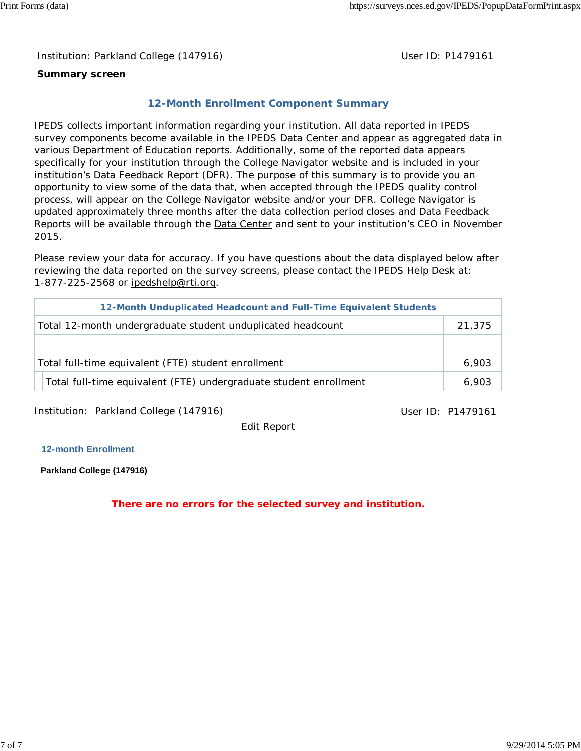Institution: Parkland College (147916)    User ID: P1479161

**Summary screen**

## 12-Month Enrollment Component Summary

IPEDS collects important information regarding your institution. All data reported in IPEDS survey components become available in the IPEDS Data Center and appear as aggregated data in various Department of Education reports. Additionally, some of the reported data appears specifically for your institution through the College Navigator website and is included in your institution's Data Feedback Report (DFR). The purpose of this summary is to provide you an opportunity to view some of the data that, when accepted through the IPEDS quality control process, will appear on the College Navigator website and/or your DFR. College Navigator is updated approximately three months after the data collection period closes and Data Feedback Reports will be available through the Data Center and sent to your institution's CEO in November 2015.

Please review your data for accuracy. If you have questions about the data displayed below after reviewing the data reported on the survey screens, please contact the IPEDS Help Desk at: 1-877-225-2568 or ipedshelp@rti.org.

| 12-Month Unduplicated Headcount and Full-Time Equivalent Students | |
|---|---|
| Total 12-month undergraduate student unduplicated headcount | 21,375 |
| | |
| Total full-time equivalent (FTE) student enrollment | 6,903 |
| Total full-time equivalent (FTE) undergraduate student enrollment | 6,903 |

Institution: Parkland College (147916)    User ID: P1479161

Edit Report

### 12-month Enrollment

**Parkland College (147916)**

**There are no errors for the selected survey and institution.**